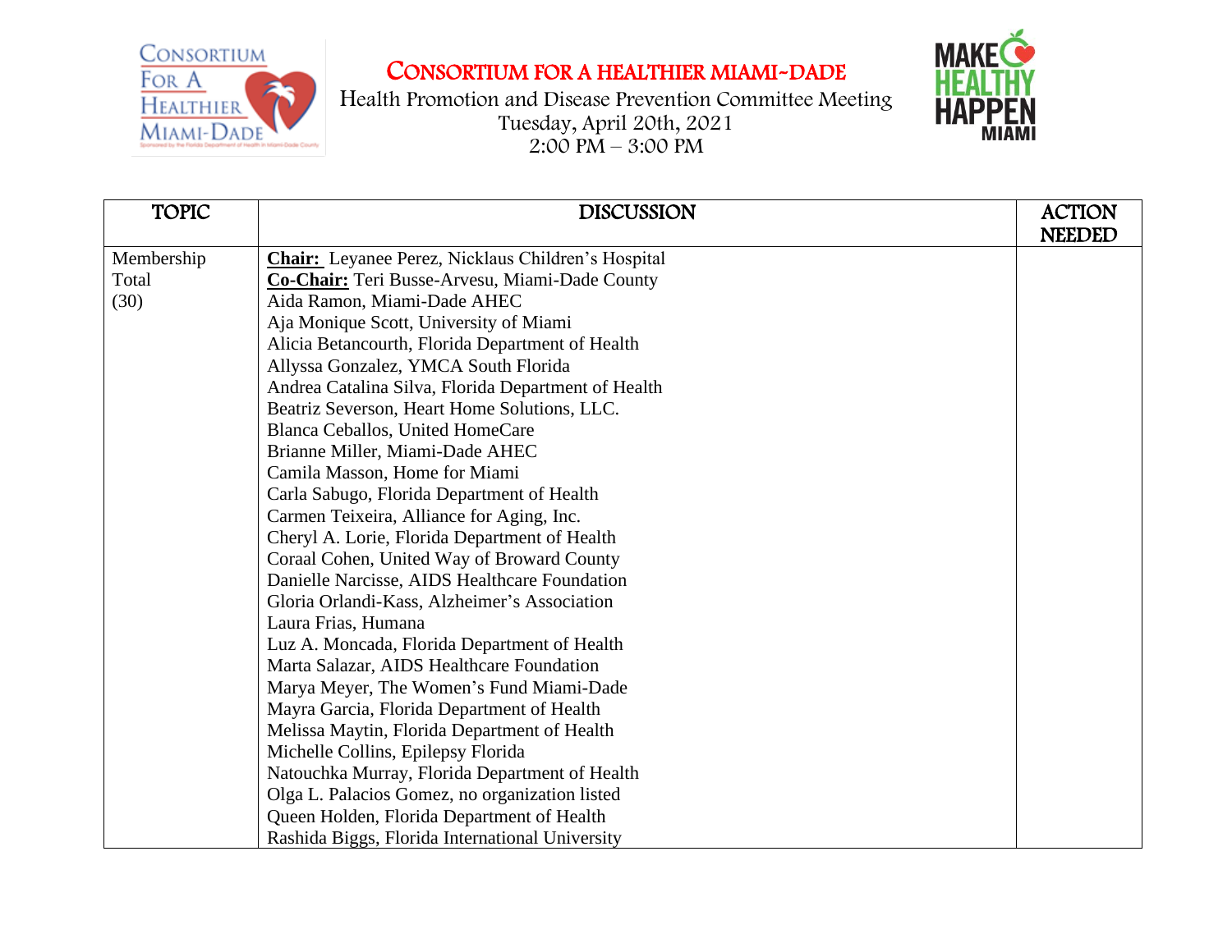# CONSORTIUM FOR A HEALTHIER MIAMI-DADE

Health Promotion and Disease Prevention Committee Meeting
Tuesday, April 20th, 2021
2:00 PM – 3:00 PM

| TOPIC | DISCUSSION | ACTION NEEDED |
|---|---|---|
| Membership Total (30) | **Chair:** Leyanee Perez, Nicklaus Children's Hospital<br>**Co-Chair:** Teri Busse-Arvesu, Miami-Dade County<br>Aida Ramon, Miami-Dade AHEC<br>Aja Monique Scott, University of Miami<br>Alicia Betancourth, Florida Department of Health<br>Allyssa Gonzalez, YMCA South Florida<br>Andrea Catalina Silva, Florida Department of Health<br>Beatriz Severson, Heart Home Solutions, LLC.<br>Blanca Ceballos, United HomeCare<br>Brianne Miller, Miami-Dade AHEC<br>Camila Masson, Home for Miami<br>Carla Sabugo, Florida Department of Health<br>Carmen Teixeira, Alliance for Aging, Inc.<br>Cheryl A. Lorie, Florida Department of Health<br>Coraal Cohen, United Way of Broward County<br>Danielle Narcisse, AIDS Healthcare Foundation<br>Gloria Orlandi-Kass, Alzheimer's Association<br>Laura Frias, Humana<br>Luz A. Moncada, Florida Department of Health<br>Marta Salazar, AIDS Healthcare Foundation<br>Marya Meyer, The Women's Fund Miami-Dade<br>Mayra Garcia, Florida Department of Health<br>Melissa Maytin, Florida Department of Health<br>Michelle Collins, Epilepsy Florida<br>Natouchka Murray, Florida Department of Health<br>Olga L. Palacios Gomez, no organization listed<br>Queen Holden, Florida Department of Health<br>Rashida Biggs, Florida International University | |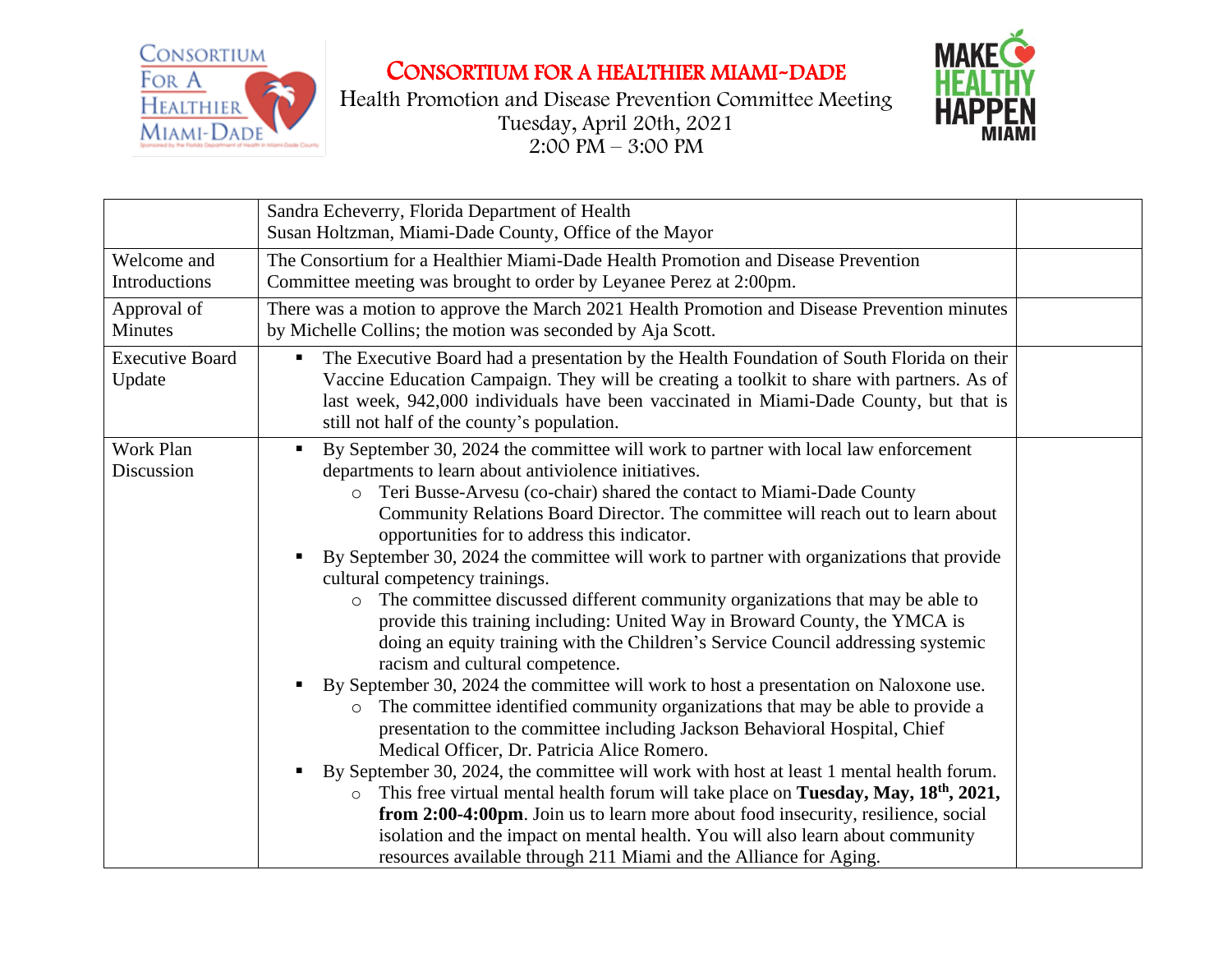# CONSORTIUM FOR A HEALTHIER MIAMI-DADE

Health Promotion and Disease Prevention Committee Meeting
Tuesday, April 20th, 2021
2:00 PM – 3:00 PM

| | | |
|---|---|---|
| | Sandra Echeverry, Florida Department of Health<br>Susan Holtzman, Miami-Dade County, Office of the Mayor | |
| Welcome and Introductions | The Consortium for a Healthier Miami-Dade Health Promotion and Disease Prevention Committee meeting was brought to order by Leyanee Perez at 2:00pm. | |
| Approval of Minutes | There was a motion to approve the March 2021 Health Promotion and Disease Prevention minutes by Michelle Collins; the motion was seconded by Aja Scott. | |
| Executive Board Update | ▪ The Executive Board had a presentation by the Health Foundation of South Florida on their Vaccine Education Campaign. They will be creating a toolkit to share with partners. As of last week, 942,000 individuals have been vaccinated in Miami-Dade County, but that is still not half of the county's population. | |
| Work Plan Discussion | ▪ By September 30, 2024 the committee will work to partner with local law enforcement departments to learn about antiviolence initiatives.<br>  ○ Teri Busse-Arvesu (co-chair) shared the contact to Miami-Dade County Community Relations Board Director. The committee will reach out to learn about opportunities for to address this indicator.<br>▪ By September 30, 2024 the committee will work to partner with organizations that provide cultural competency trainings.<br>  ○ The committee discussed different community organizations that may be able to provide this training including: United Way in Broward County, the YMCA is doing an equity training with the Children's Service Council addressing systemic racism and cultural competence.<br>▪ By September 30, 2024 the committee will work to host a presentation on Naloxone use.<br>  ○ The committee identified community organizations that may be able to provide a presentation to the committee including Jackson Behavioral Hospital, Chief Medical Officer, Dr. Patricia Alice Romero.<br>▪ By September 30, 2024, the committee will work with host at least 1 mental health forum.<br>  ○ This free virtual mental health forum will take place on **Tuesday, May, 18th, 2021, from 2:00-4:00pm**. Join us to learn more about food insecurity, resilience, social isolation and the impact on mental health. You will also learn about community resources available through 211 Miami and the Alliance for Aging. | |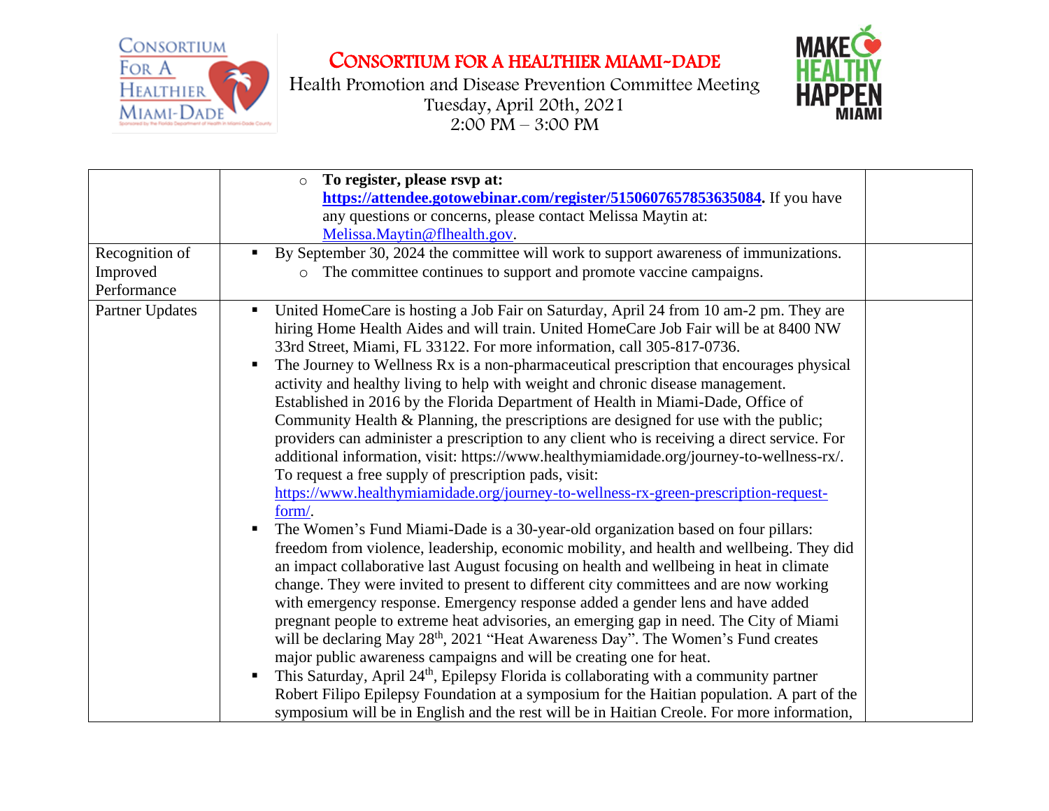# CONSORTIUM FOR A HEALTHIER MIAMI-DADE

Health Promotion and Disease Prevention Committee Meeting
Tuesday, April 20th, 2021
2:00 PM – 3:00 PM

| | | |
|---|---|---|
| | ◦ **To register, please rsvp at: [https://attendee.gotowebinar.com/register/5150607657853635084](https://attendee.gotowebinar.com/register/5150607657853635084).** If you have any questions or concerns, please contact Melissa Maytin at: [Melissa.Maytin@flhealth.gov](mailto:Melissa.Maytin@flhealth.gov). | |
| Recognition of Improved Performance | ▪ By September 30, 2024 the committee will work to support awareness of immunizations.<br>◦ The committee continues to support and promote vaccine campaigns. | |
| Partner Updates | ▪ United HomeCare is hosting a Job Fair on Saturday, April 24 from 10 am-2 pm. They are hiring Home Health Aides and will train. United HomeCare Job Fair will be at 8400 NW 33rd Street, Miami, FL 33122. For more information, call 305-817-0736.<br>▪ The Journey to Wellness Rx is a non-pharmaceutical prescription that encourages physical activity and healthy living to help with weight and chronic disease management. Established in 2016 by the Florida Department of Health in Miami-Dade, Office of Community Health & Planning, the prescriptions are designed for use with the public; providers can administer a prescription to any client who is receiving a direct service. For additional information, visit: https://www.healthymiamidade.org/journey-to-wellness-rx/. To request a free supply of prescription pads, visit: [https://www.healthymiamidade.org/journey-to-wellness-rx-green-prescription-request-form/](https://www.healthymiamidade.org/journey-to-wellness-rx-green-prescription-request-form/).<br>▪ The Women's Fund Miami-Dade is a 30-year-old organization based on four pillars: freedom from violence, leadership, economic mobility, and health and wellbeing. They did an impact collaborative last August focusing on health and wellbeing in heat in climate change. They were invited to present to different city committees and are now working with emergency response. Emergency response added a gender lens and have added pregnant people to extreme heat advisories, an emerging gap in need. The City of Miami will be declaring May 28th, 2021 "Heat Awareness Day". The Women's Fund creates major public awareness campaigns and will be creating one for heat.<br>▪ This Saturday, April 24th, Epilepsy Florida is collaborating with a community partner Robert Filipo Epilepsy Foundation at a symposium for the Haitian population. A part of the symposium will be in English and the rest will be in Haitian Creole. For more information, | |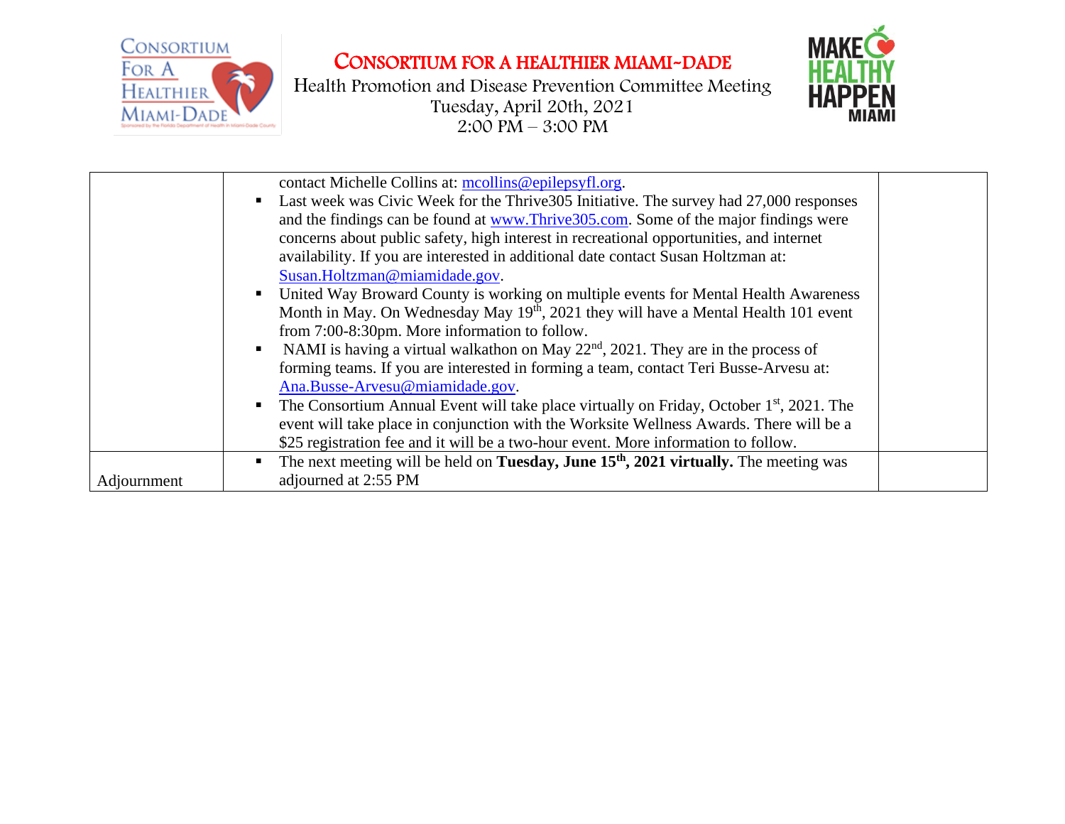# Consortium for a Healthier Miami-Dade

Health Promotion and Disease Prevention Committee Meeting
Tuesday, April 20th, 2021
2:00 PM – 3:00 PM

| | | |
|---|---|---|
| | contact Michelle Collins at: mcollins@epilepsyfl.org.<br>▪ Last week was Civic Week for the Thrive305 Initiative. The survey had 27,000 responses and the findings can be found at www.Thrive305.com. Some of the major findings were concerns about public safety, high interest in recreational opportunities, and internet availability. If you are interested in additional date contact Susan Holtzman at: Susan.Holtzman@miamidade.gov.<br>▪ United Way Broward County is working on multiple events for Mental Health Awareness Month in May. On Wednesday May 19th, 2021 they will have a Mental Health 101 event from 7:00-8:30pm. More information to follow.<br>▪ NAMI is having a virtual walkathon on May 22nd, 2021. They are in the process of forming teams. If you are interested in forming a team, contact Teri Busse-Arvesu at: Ana.Busse-Arvesu@miamidade.gov.<br>▪ The Consortium Annual Event will take place virtually on Friday, October 1st, 2021. The event will take place in conjunction with the Worksite Wellness Awards. There will be a $25 registration fee and it will be a two-hour event. More information to follow. | |
| Adjournment | ▪ The next meeting will be held on **Tuesday, June 15th, 2021 virtually.** The meeting was adjourned at 2:55 PM | |